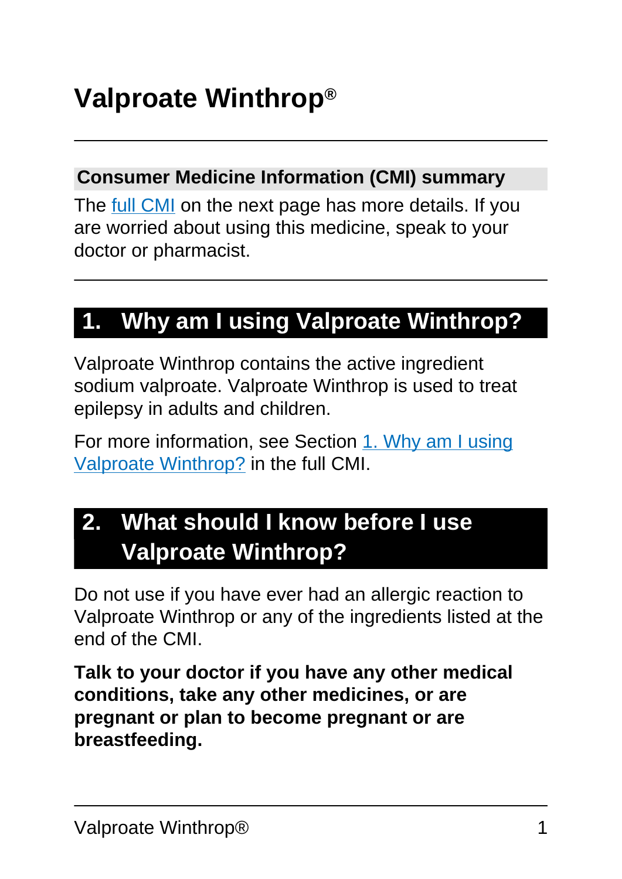# Valproate Winthrop®

## Consumer Medicine Information (CMI) summary

The full CMI on the next page has more details. If you are worried about using this medicine, speak to your doctor or pharmacist.

## 1. Why am I using Valproate Winthrop?

Valproate Winthrop contains the active ingredient sodium valproate. Valproate Winthrop is used to treat epilepsy in adults and children.

For more information, see Section 1. Why am I using Valproate Winthrop? in the full CMI.

## 2. What should I know before I use Valproate Winthrop?

Do not use if you have ever had an allergic reaction to Valproate Winthrop or any of the ingredients listed at the end of the CMI.

**Talk to your doctor if you have any other medical conditions, take any other medicines, or are pregnant or plan to become pregnant or are breastfeeding.**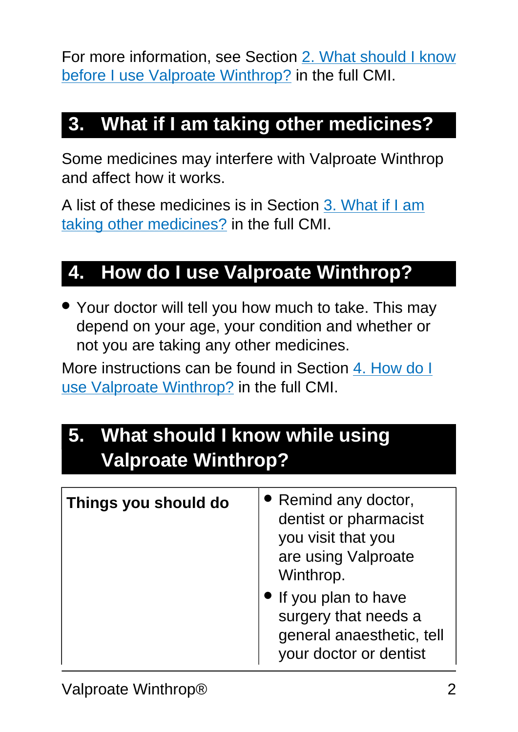For more information, see Section 2. What should I know before I use Valproate Winthrop? in the full CMI.

## 3. What if I am taking other medicines?

Some medicines may interfere with Valproate Winthrop and affect how it works.

A list of these medicines is in Section 3. What if I am taking other medicines? in the full CMI.

## 4. How do I use Valproate Winthrop?

- Your doctor will tell you how much to take. This may depend on your age, your condition and whether or not you are taking any other medicines.

More instructions can be found in Section 4. How do I use Valproate Winthrop? in the full CMI.

## 5. What should I know while using Valproate Winthrop?

| **Things you should do** | • Remind any doctor, dentist or pharmacist you visit that you are using Valproate Winthrop.<br>• If you plan to have surgery that needs a general anaesthetic, tell your doctor or dentist |
|---|---|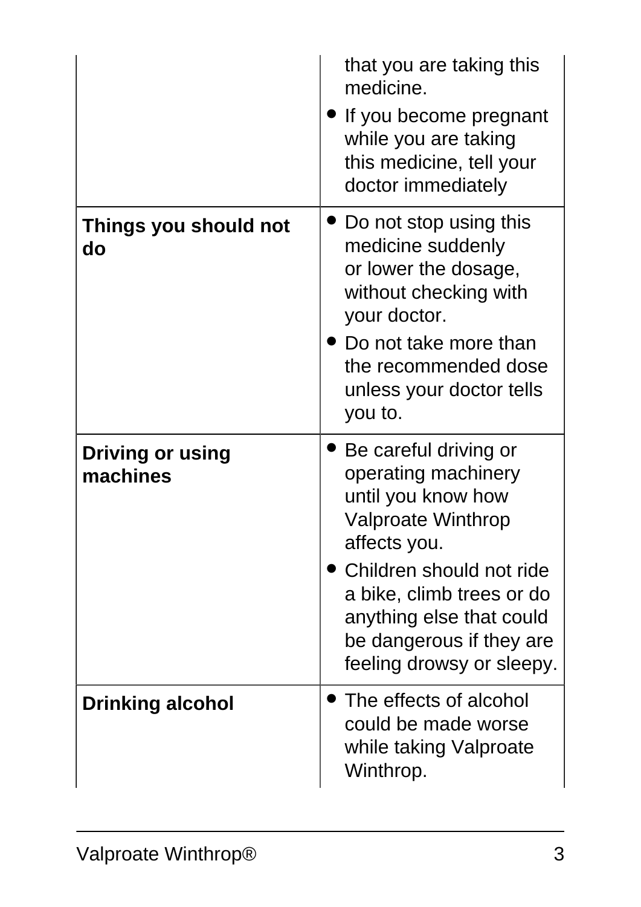| | |
|---|---|
| | that you are taking this medicine.<br>• If you become pregnant while you are taking this medicine, tell your doctor immediately |
| **Things you should not do** | • Do not stop using this medicine suddenly or lower the dosage, without checking with your doctor.<br>• Do not take more than the recommended dose unless your doctor tells you to. |
| **Driving or using machines** | • Be careful driving or operating machinery until you know how Valproate Winthrop affects you.<br>• Children should not ride a bike, climb trees or do anything else that could be dangerous if they are feeling drowsy or sleepy. |
| **Drinking alcohol** | • The effects of alcohol could be made worse while taking Valproate Winthrop. |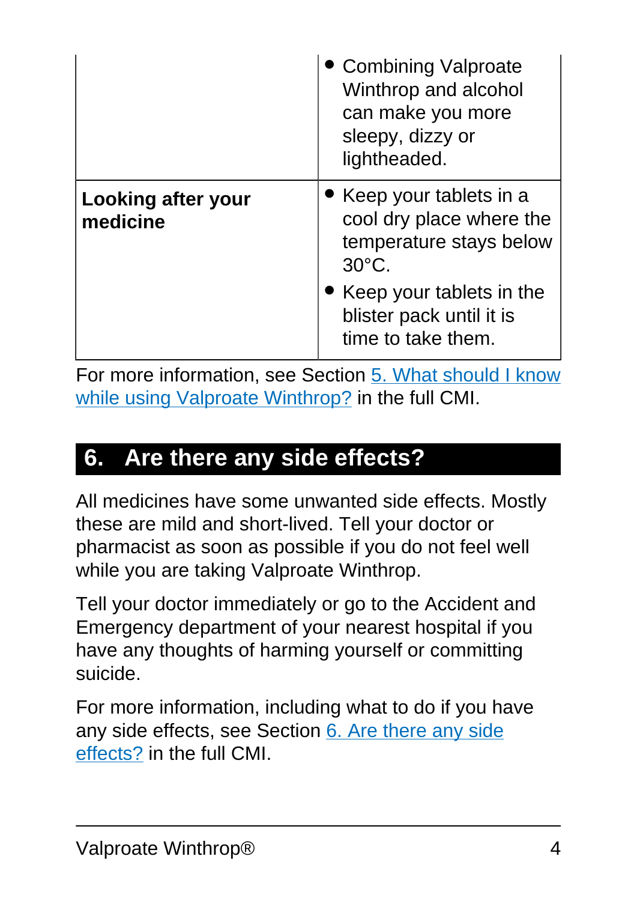| | |
|---|---|
| | • Combining Valproate Winthrop and alcohol can make you more sleepy, dizzy or lightheaded. |
| **Looking after your medicine** | • Keep your tablets in a cool dry place where the temperature stays below 30°C.<br>• Keep your tablets in the blister pack until it is time to take them. |

For more information, see Section 5. What should I know while using Valproate Winthrop? in the full CMI.

## 6. Are there any side effects?

All medicines have some unwanted side effects. Mostly these are mild and short-lived. Tell your doctor or pharmacist as soon as possible if you do not feel well while you are taking Valproate Winthrop.

Tell your doctor immediately or go to the Accident and Emergency department of your nearest hospital if you have any thoughts of harming yourself or committing suicide.

For more information, including what to do if you have any side effects, see Section 6. Are there any side effects? in the full CMI.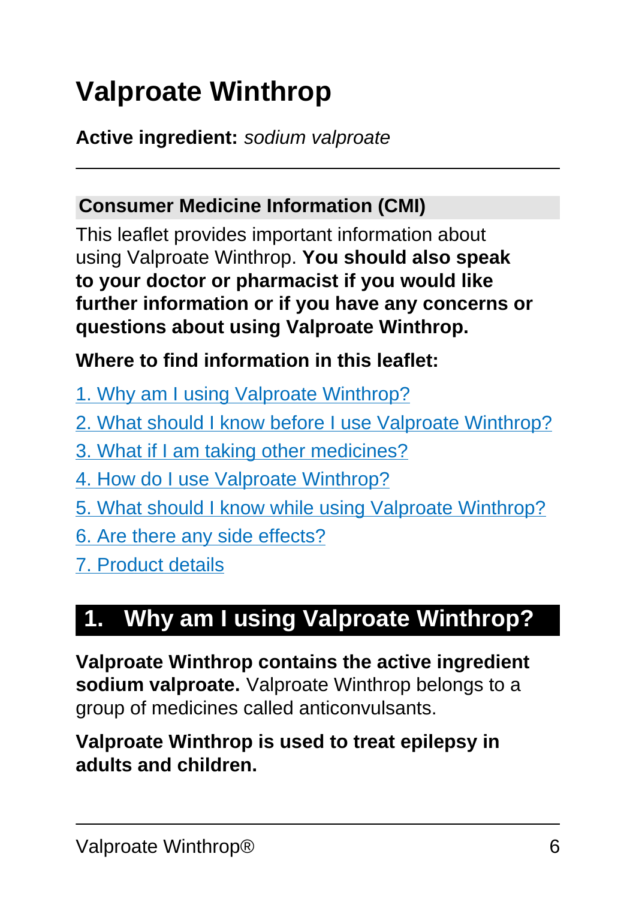# Valproate Winthrop

**Active ingredient:** *sodium valproate*

## Consumer Medicine Information (CMI)

This leaflet provides important information about using Valproate Winthrop. **You should also speak to your doctor or pharmacist if you would like further information or if you have any concerns or questions about using Valproate Winthrop.**

**Where to find information in this leaflet:**

1. Why am I using Valproate Winthrop?
2. What should I know before I use Valproate Winthrop?
3. What if I am taking other medicines?
4. How do I use Valproate Winthrop?
5. What should I know while using Valproate Winthrop?
6. Are there any side effects?
7. Product details

## 1. Why am I using Valproate Winthrop?

**Valproate Winthrop contains the active ingredient sodium valproate.** Valproate Winthrop belongs to a group of medicines called anticonvulsants.

**Valproate Winthrop is used to treat epilepsy in adults and children.**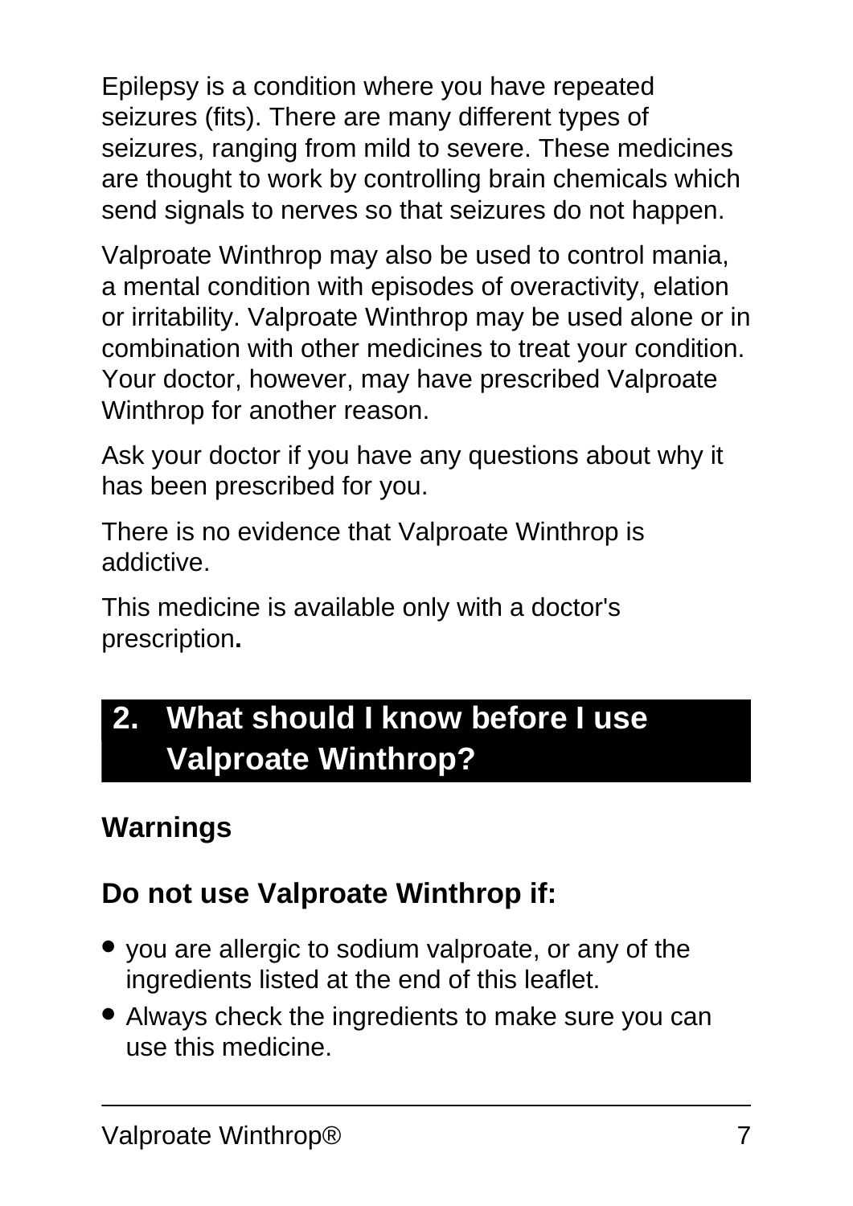Epilepsy is a condition where you have repeated seizures (fits). There are many different types of seizures, ranging from mild to severe. These medicines are thought to work by controlling brain chemicals which send signals to nerves so that seizures do not happen.

Valproate Winthrop may also be used to control mania, a mental condition with episodes of overactivity, elation or irritability. Valproate Winthrop may be used alone or in combination with other medicines to treat your condition. Your doctor, however, may have prescribed Valproate Winthrop for another reason.

Ask your doctor if you have any questions about why it has been prescribed for you.

There is no evidence that Valproate Winthrop is addictive.

This medicine is available only with a doctor's prescription**.**

## 2. What should I know before I use Valproate Winthrop?

### Warnings

### Do not use Valproate Winthrop if:

- you are allergic to sodium valproate, or any of the ingredients listed at the end of this leaflet.
- Always check the ingredients to make sure you can use this medicine.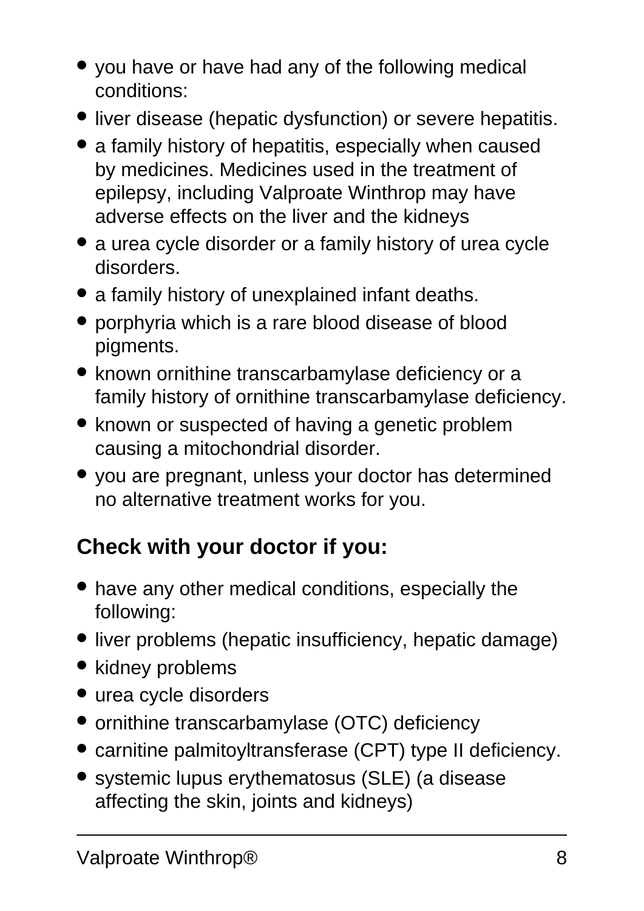- you have or have had any of the following medical conditions:
- liver disease (hepatic dysfunction) or severe hepatitis.
- a family history of hepatitis, especially when caused by medicines. Medicines used in the treatment of epilepsy, including Valproate Winthrop may have adverse effects on the liver and the kidneys
- a urea cycle disorder or a family history of urea cycle disorders.
- a family history of unexplained infant deaths.
- porphyria which is a rare blood disease of blood pigments.
- known ornithine transcarbamylase deficiency or a family history of ornithine transcarbamylase deficiency.
- known or suspected of having a genetic problem causing a mitochondrial disorder.
- you are pregnant, unless your doctor has determined no alternative treatment works for you.

### Check with your doctor if you:

- have any other medical conditions, especially the following:
- liver problems (hepatic insufficiency, hepatic damage)
- kidney problems
- urea cycle disorders
- ornithine transcarbamylase (OTC) deficiency
- carnitine palmitoyltransferase (CPT) type II deficiency.
- systemic lupus erythematosus (SLE) (a disease affecting the skin, joints and kidneys)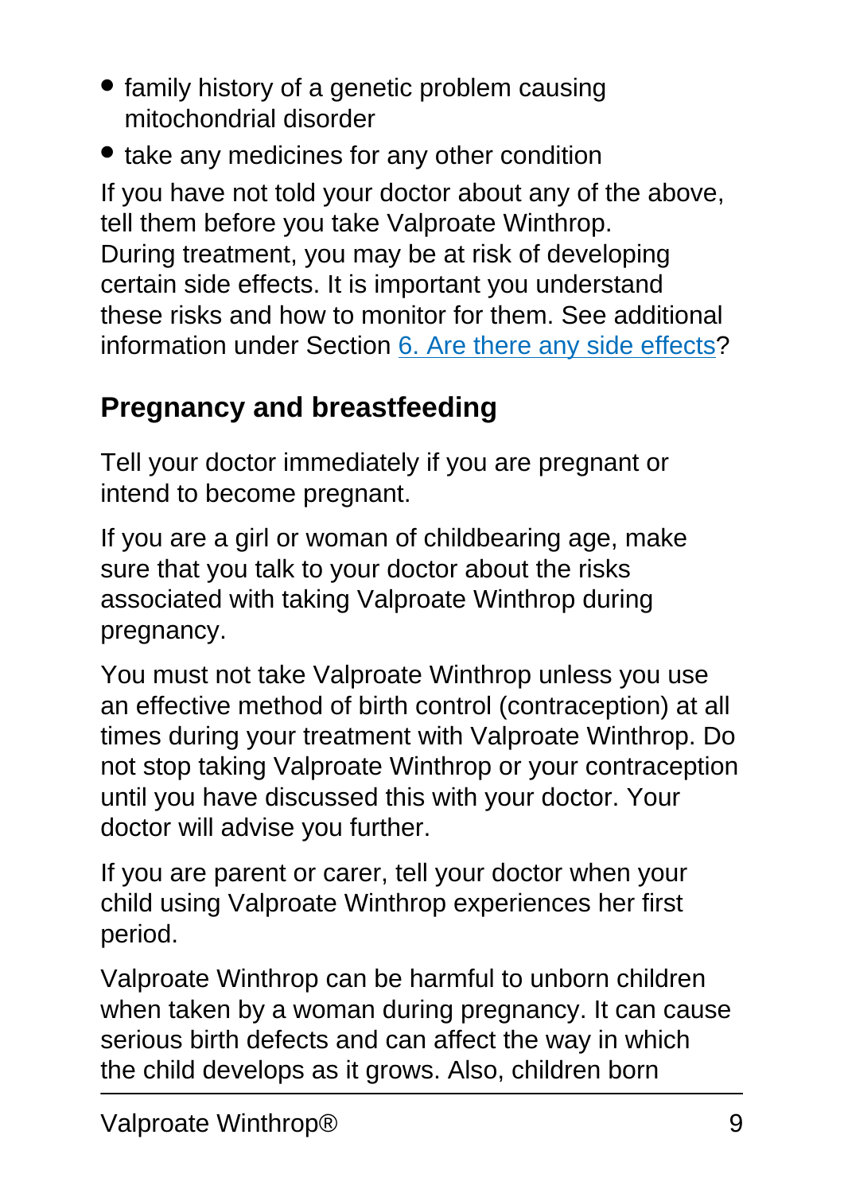- family history of a genetic problem causing mitochondrial disorder
- take any medicines for any other condition

If you have not told your doctor about any of the above, tell them before you take Valproate Winthrop.

During treatment, you may be at risk of developing certain side effects. It is important you understand these risks and how to monitor for them. See additional information under Section [6. Are there any side effects]?

## Pregnancy and breastfeeding

Tell your doctor immediately if you are pregnant or intend to become pregnant.

If you are a girl or woman of childbearing age, make sure that you talk to your doctor about the risks associated with taking Valproate Winthrop during pregnancy.

You must not take Valproate Winthrop unless you use an effective method of birth control (contraception) at all times during your treatment with Valproate Winthrop. Do not stop taking Valproate Winthrop or your contraception until you have discussed this with your doctor. Your doctor will advise you further.

If you are parent or carer, tell your doctor when your child using Valproate Winthrop experiences her first period.

Valproate Winthrop can be harmful to unborn children when taken by a woman during pregnancy. It can cause serious birth defects and can affect the way in which the child develops as it grows. Also, children born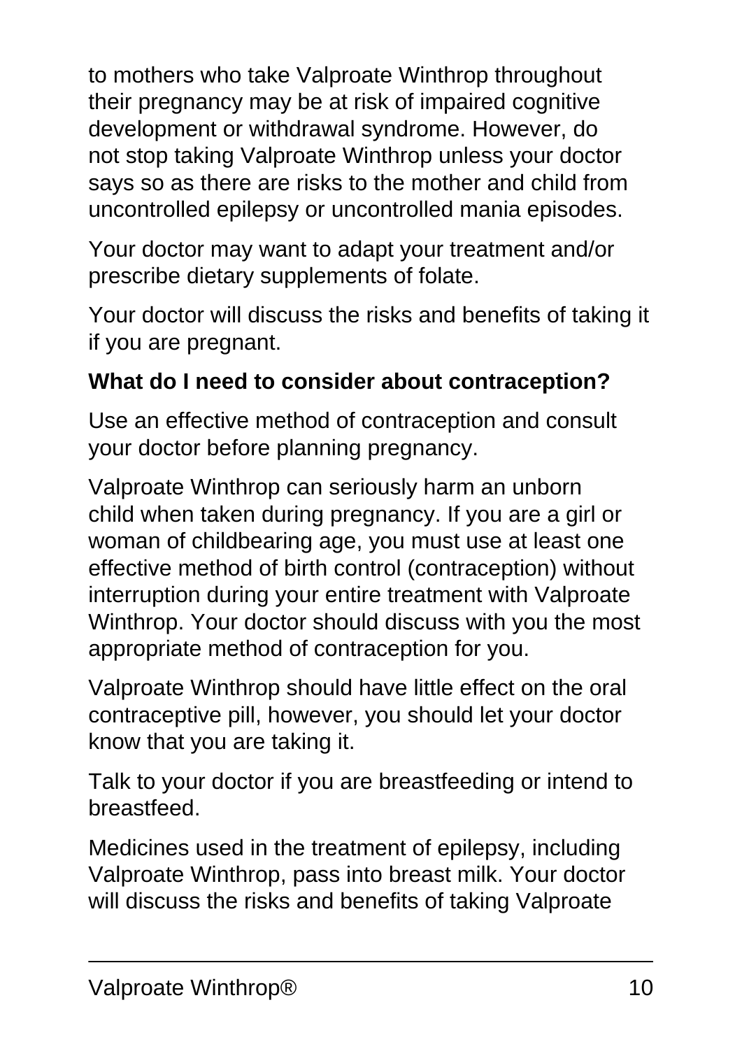to mothers who take Valproate Winthrop throughout their pregnancy may be at risk of impaired cognitive development or withdrawal syndrome. However, do not stop taking Valproate Winthrop unless your doctor says so as there are risks to the mother and child from uncontrolled epilepsy or uncontrolled mania episodes.

Your doctor may want to adapt your treatment and/or prescribe dietary supplements of folate.

Your doctor will discuss the risks and benefits of taking it if you are pregnant.

**What do I need to consider about contraception?**

Use an effective method of contraception and consult your doctor before planning pregnancy.

Valproate Winthrop can seriously harm an unborn child when taken during pregnancy. If you are a girl or woman of childbearing age, you must use at least one effective method of birth control (contraception) without interruption during your entire treatment with Valproate Winthrop. Your doctor should discuss with you the most appropriate method of contraception for you.

Valproate Winthrop should have little effect on the oral contraceptive pill, however, you should let your doctor know that you are taking it.

Talk to your doctor if you are breastfeeding or intend to breastfeed.

Medicines used in the treatment of epilepsy, including Valproate Winthrop, pass into breast milk. Your doctor will discuss the risks and benefits of taking Valproate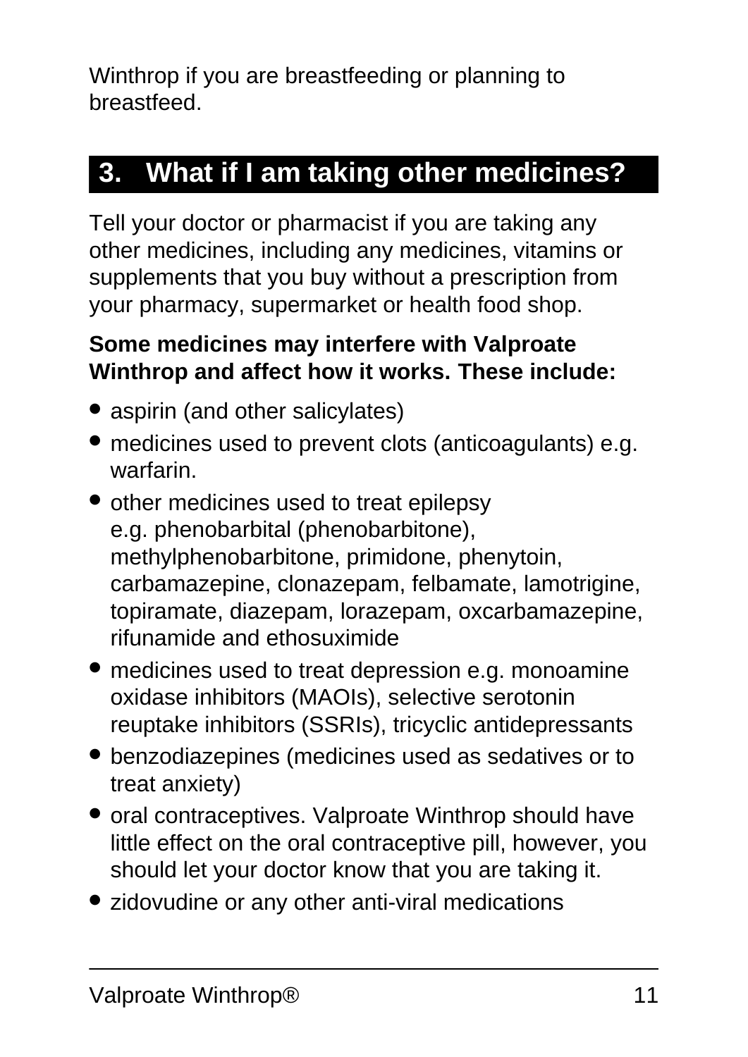Winthrop if you are breastfeeding or planning to breastfeed.

## 3. What if I am taking other medicines?

Tell your doctor or pharmacist if you are taking any other medicines, including any medicines, vitamins or supplements that you buy without a prescription from your pharmacy, supermarket or health food shop.

**Some medicines may interfere with Valproate Winthrop and affect how it works. These include:**

- aspirin (and other salicylates)
- medicines used to prevent clots (anticoagulants) e.g. warfarin.
- other medicines used to treat epilepsy e.g. phenobarbital (phenobarbitone), methylphenobarbitone, primidone, phenytoin, carbamazepine, clonazepam, felbamate, lamotrigine, topiramate, diazepam, lorazepam, oxcarbamazepine, rifunamide and ethosuximide
- medicines used to treat depression e.g. monoamine oxidase inhibitors (MAOIs), selective serotonin reuptake inhibitors (SSRIs), tricyclic antidepressants
- benzodiazepines (medicines used as sedatives or to treat anxiety)
- oral contraceptives. Valproate Winthrop should have little effect on the oral contraceptive pill, however, you should let your doctor know that you are taking it.
- zidovudine or any other anti-viral medications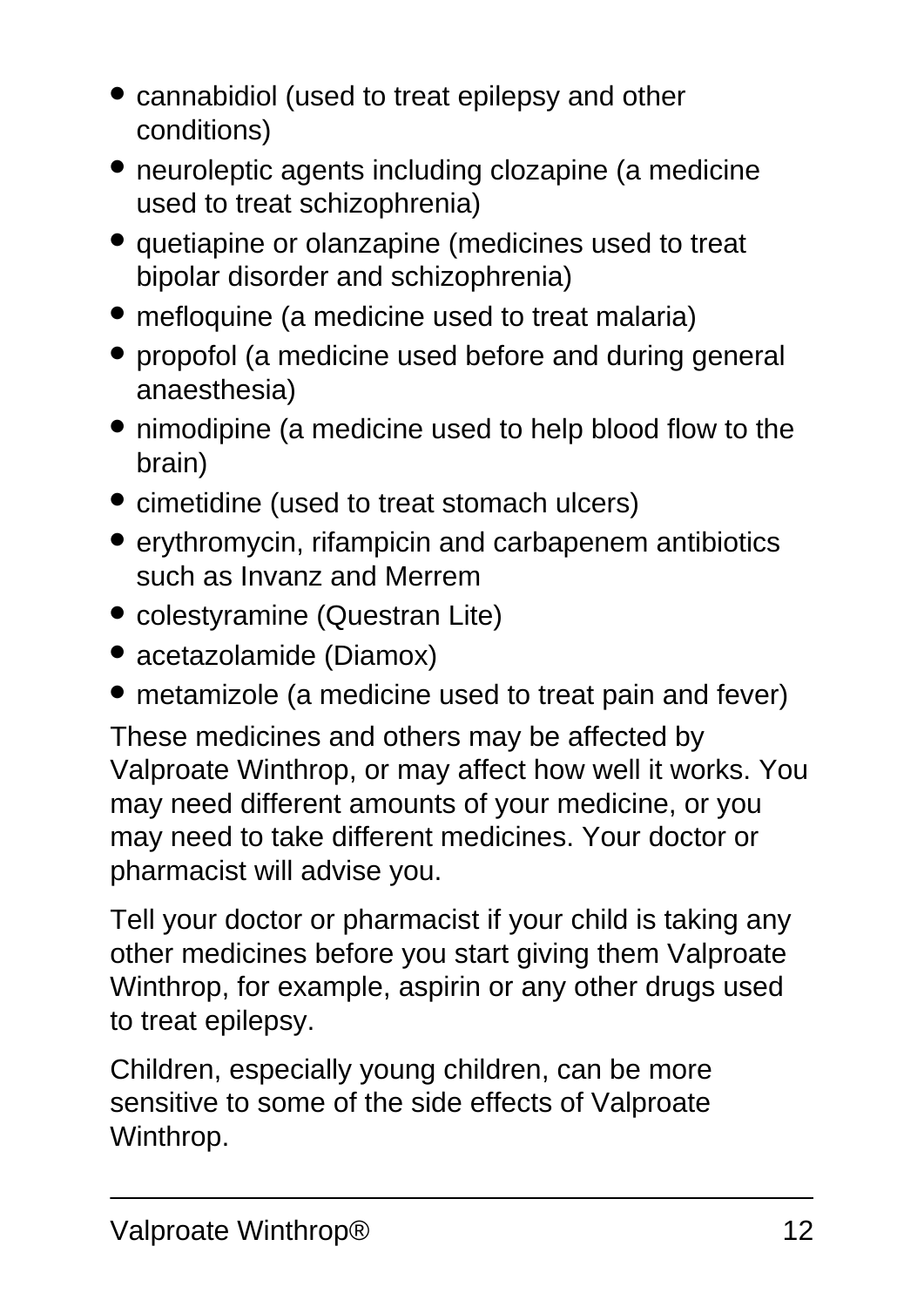- cannabidiol (used to treat epilepsy and other conditions)
- neuroleptic agents including clozapine (a medicine used to treat schizophrenia)
- quetiapine or olanzapine (medicines used to treat bipolar disorder and schizophrenia)
- mefloquine (a medicine used to treat malaria)
- propofol (a medicine used before and during general anaesthesia)
- nimodipine (a medicine used to help blood flow to the brain)
- cimetidine (used to treat stomach ulcers)
- erythromycin, rifampicin and carbapenem antibiotics such as Invanz and Merrem
- colestyramine (Questran Lite)
- acetazolamide (Diamox)
- metamizole (a medicine used to treat pain and fever)

These medicines and others may be affected by Valproate Winthrop, or may affect how well it works. You may need different amounts of your medicine, or you may need to take different medicines. Your doctor or pharmacist will advise you.

Tell your doctor or pharmacist if your child is taking any other medicines before you start giving them Valproate Winthrop, for example, aspirin or any other drugs used to treat epilepsy.

Children, especially young children, can be more sensitive to some of the side effects of Valproate Winthrop.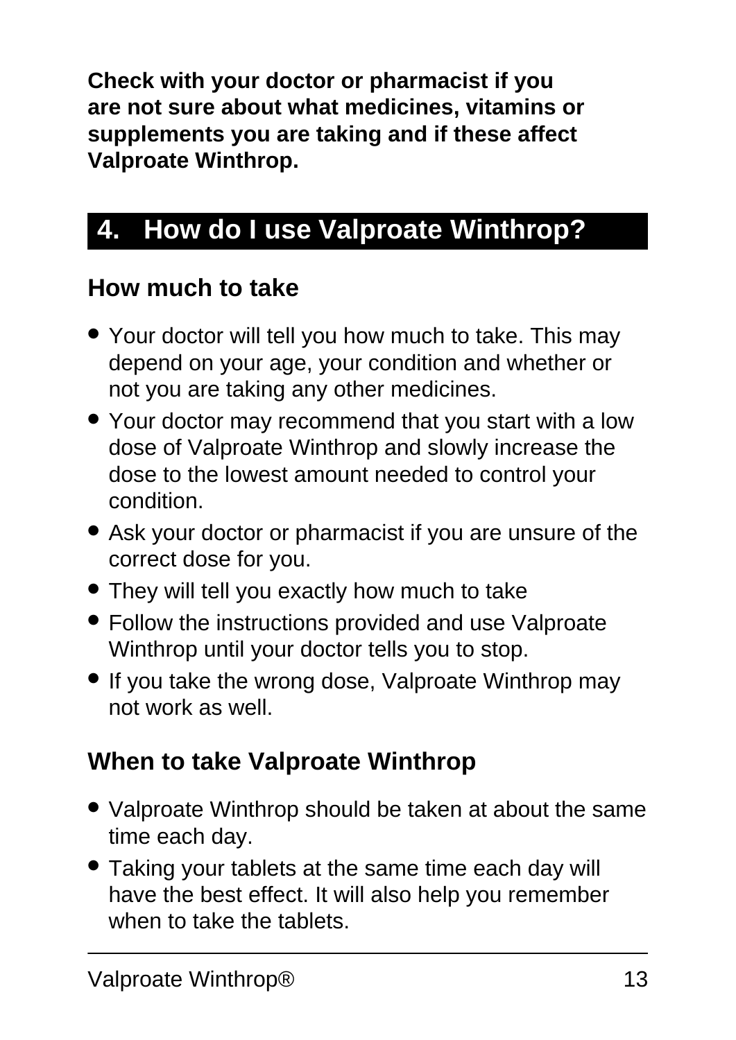**Check with your doctor or pharmacist if you are not sure about what medicines, vitamins or supplements you are taking and if these affect Valproate Winthrop.**

## 4. How do I use Valproate Winthrop?

### How much to take

- Your doctor will tell you how much to take. This may depend on your age, your condition and whether or not you are taking any other medicines.
- Your doctor may recommend that you start with a low dose of Valproate Winthrop and slowly increase the dose to the lowest amount needed to control your condition.
- Ask your doctor or pharmacist if you are unsure of the correct dose for you.
- They will tell you exactly how much to take
- Follow the instructions provided and use Valproate Winthrop until your doctor tells you to stop.
- If you take the wrong dose, Valproate Winthrop may not work as well.

### When to take Valproate Winthrop

- Valproate Winthrop should be taken at about the same time each day.
- Taking your tablets at the same time each day will have the best effect. It will also help you remember when to take the tablets.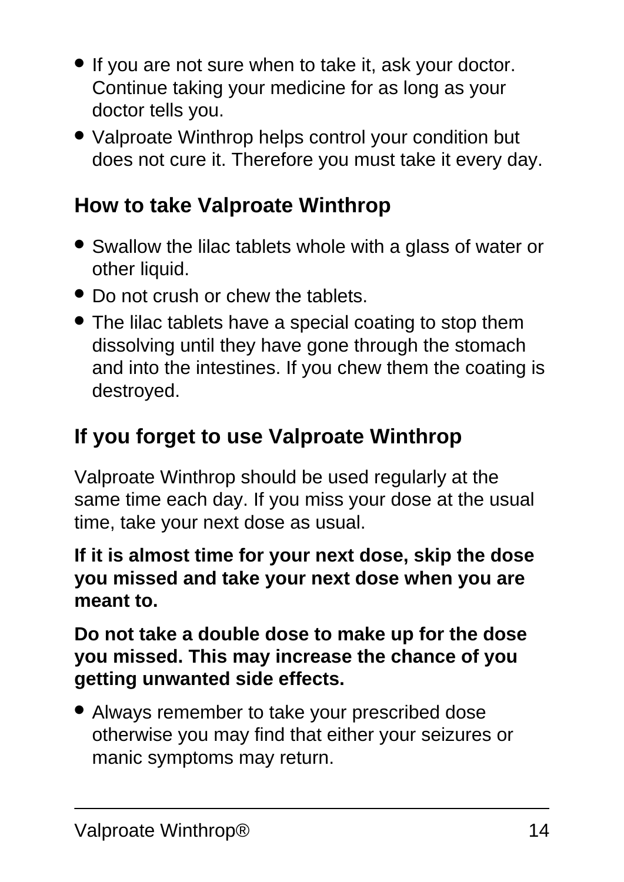- If you are not sure when to take it, ask your doctor. Continue taking your medicine for as long as your doctor tells you.
- Valproate Winthrop helps control your condition but does not cure it. Therefore you must take it every day.

## How to take Valproate Winthrop

- Swallow the lilac tablets whole with a glass of water or other liquid.
- Do not crush or chew the tablets.
- The lilac tablets have a special coating to stop them dissolving until they have gone through the stomach and into the intestines. If you chew them the coating is destroyed.

## If you forget to use Valproate Winthrop

Valproate Winthrop should be used regularly at the same time each day. If you miss your dose at the usual time, take your next dose as usual.

**If it is almost time for your next dose, skip the dose you missed and take your next dose when you are meant to.**

**Do not take a double dose to make up for the dose you missed. This may increase the chance of you getting unwanted side effects.**

- Always remember to take your prescribed dose otherwise you may find that either your seizures or manic symptoms may return.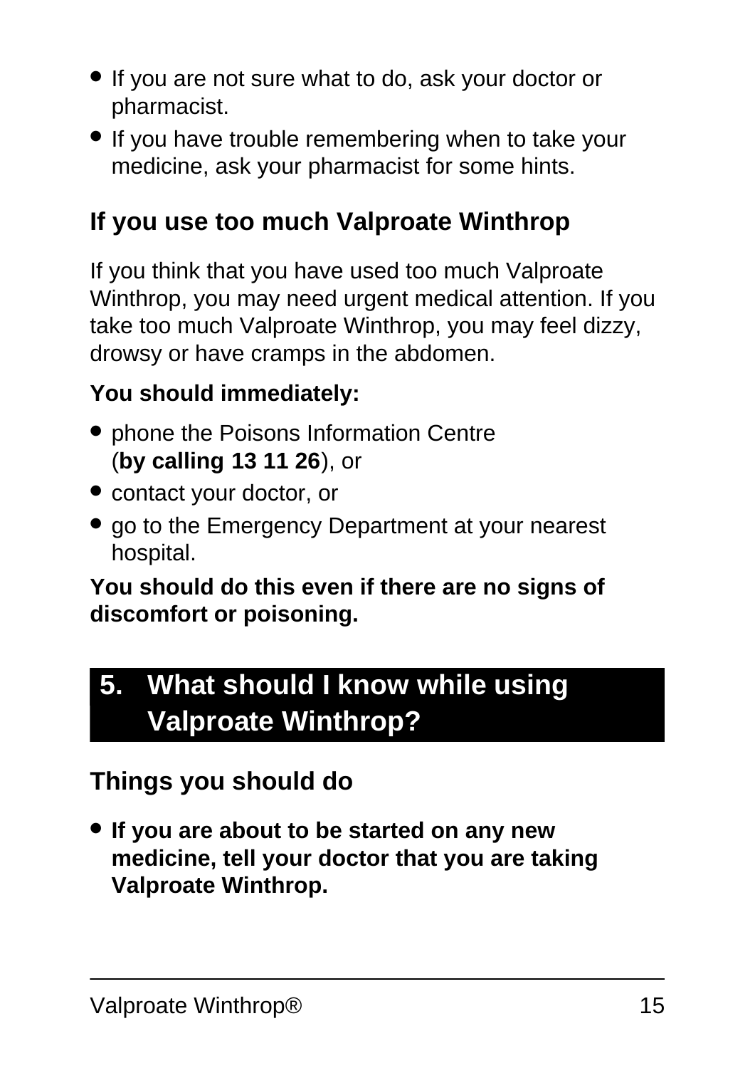- If you are not sure what to do, ask your doctor or pharmacist.
- If you have trouble remembering when to take your medicine, ask your pharmacist for some hints.

### If you use too much Valproate Winthrop

If you think that you have used too much Valproate Winthrop, you may need urgent medical attention. If you take too much Valproate Winthrop, you may feel dizzy, drowsy or have cramps in the abdomen.

**You should immediately:**

- phone the Poisons Information Centre (**by calling 13 11 26**), or
- contact your doctor, or
- go to the Emergency Department at your nearest hospital.

**You should do this even if there are no signs of discomfort or poisoning.**

## 5. What should I know while using Valproate Winthrop?

### Things you should do

- **If you are about to be started on any new medicine, tell your doctor that you are taking Valproate Winthrop.**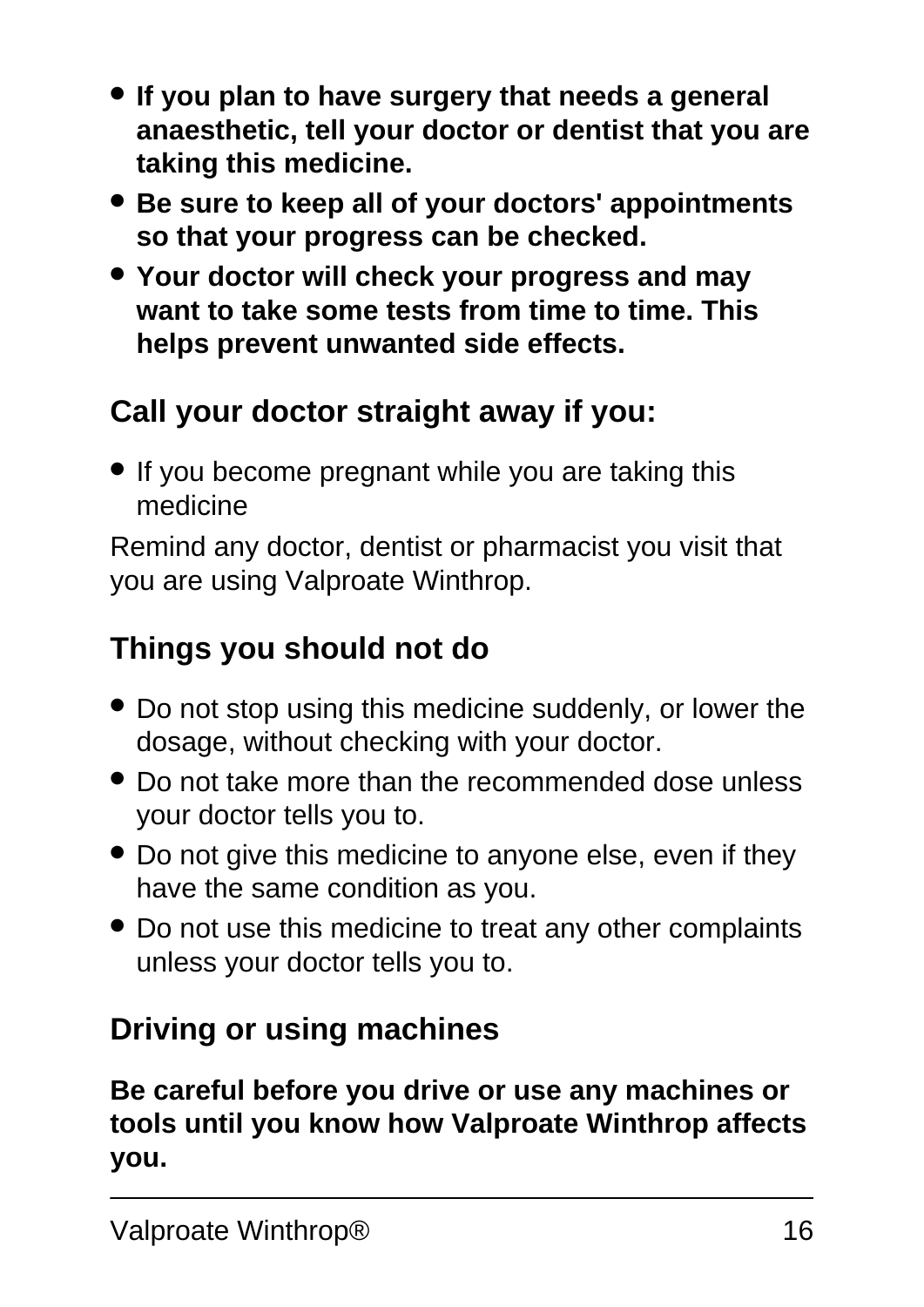- **If you plan to have surgery that needs a general anaesthetic, tell your doctor or dentist that you are taking this medicine.**
- **Be sure to keep all of your doctors' appointments so that your progress can be checked.**
- **Your doctor will check your progress and may want to take some tests from time to time. This helps prevent unwanted side effects.**

## Call your doctor straight away if you:

- If you become pregnant while you are taking this medicine

Remind any doctor, dentist or pharmacist you visit that you are using Valproate Winthrop.

## Things you should not do

- Do not stop using this medicine suddenly, or lower the dosage, without checking with your doctor.
- Do not take more than the recommended dose unless your doctor tells you to.
- Do not give this medicine to anyone else, even if they have the same condition as you.
- Do not use this medicine to treat any other complaints unless your doctor tells you to.

## Driving or using machines

**Be careful before you drive or use any machines or tools until you know how Valproate Winthrop affects you.**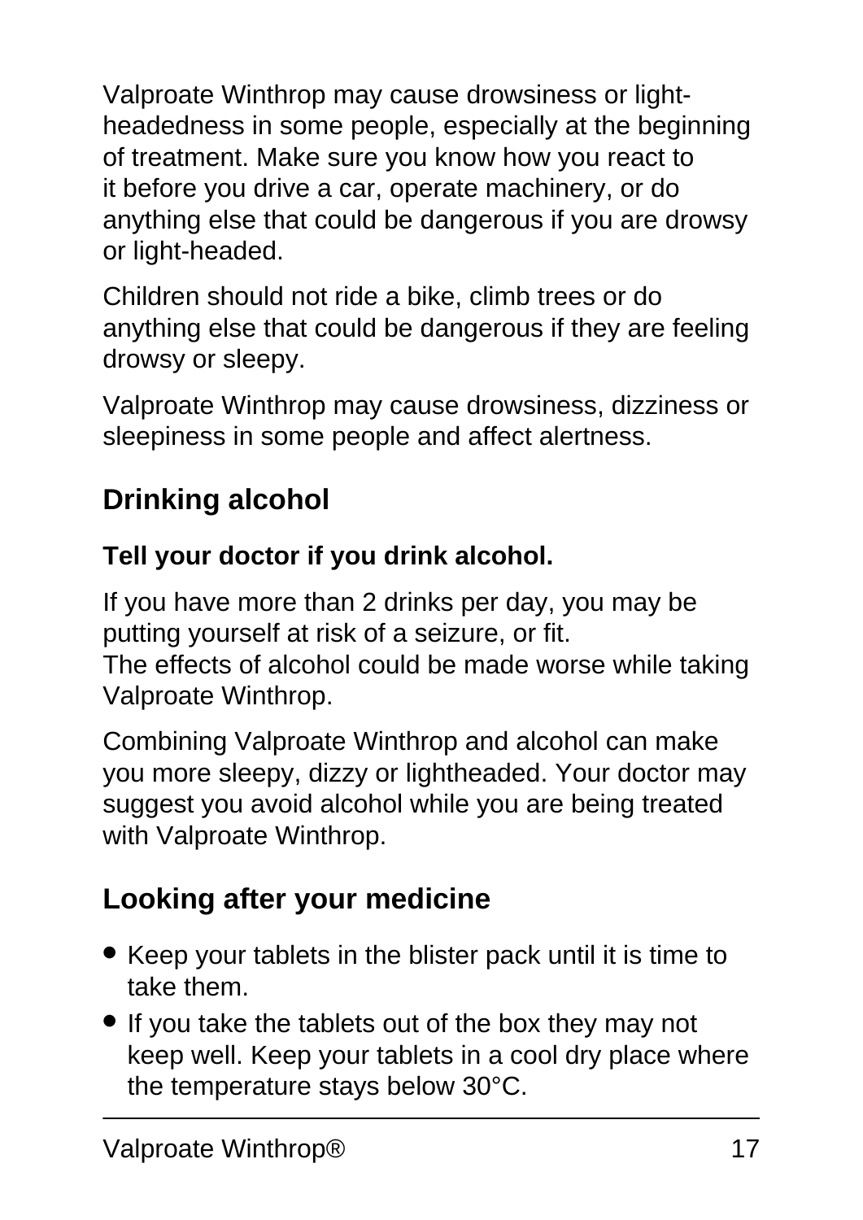Valproate Winthrop may cause drowsiness or light-headedness in some people, especially at the beginning of treatment. Make sure you know how you react to it before you drive a car, operate machinery, or do anything else that could be dangerous if you are drowsy or light-headed.

Children should not ride a bike, climb trees or do anything else that could be dangerous if they are feeling drowsy or sleepy.

Valproate Winthrop may cause drowsiness, dizziness or sleepiness in some people and affect alertness.

## Drinking alcohol

**Tell your doctor if you drink alcohol.**

If you have more than 2 drinks per day, you may be putting yourself at risk of a seizure, or fit.
The effects of alcohol could be made worse while taking Valproate Winthrop.

Combining Valproate Winthrop and alcohol can make you more sleepy, dizzy or lightheaded. Your doctor may suggest you avoid alcohol while you are being treated with Valproate Winthrop.

## Looking after your medicine

- Keep your tablets in the blister pack until it is time to take them.
- If you take the tablets out of the box they may not keep well. Keep your tablets in a cool dry place where the temperature stays below 30°C.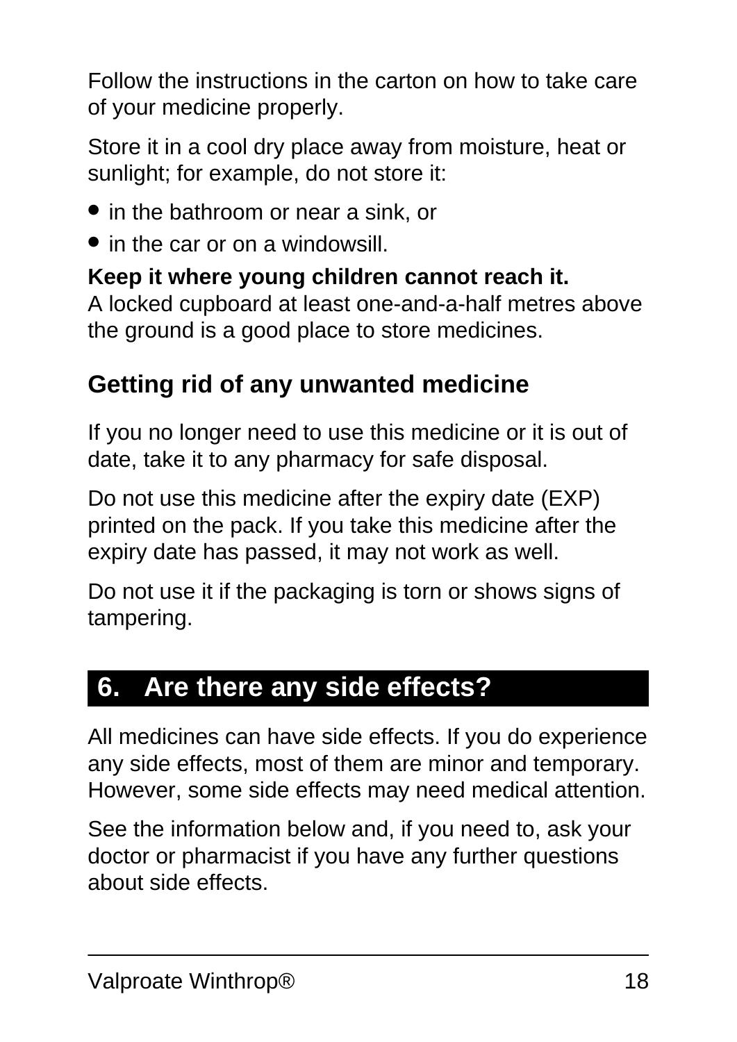Follow the instructions in the carton on how to take care of your medicine properly.

Store it in a cool dry place away from moisture, heat or sunlight; for example, do not store it:

- in the bathroom or near a sink, or
- in the car or on a windowsill.

**Keep it where young children cannot reach it.**
A locked cupboard at least one-and-a-half metres above the ground is a good place to store medicines.

## Getting rid of any unwanted medicine

If you no longer need to use this medicine or it is out of date, take it to any pharmacy for safe disposal.

Do not use this medicine after the expiry date (EXP) printed on the pack. If you take this medicine after the expiry date has passed, it may not work as well.

Do not use it if the packaging is torn or shows signs of tampering.

# 6. Are there any side effects?

All medicines can have side effects. If you do experience any side effects, most of them are minor and temporary. However, some side effects may need medical attention.

See the information below and, if you need to, ask your doctor or pharmacist if you have any further questions about side effects.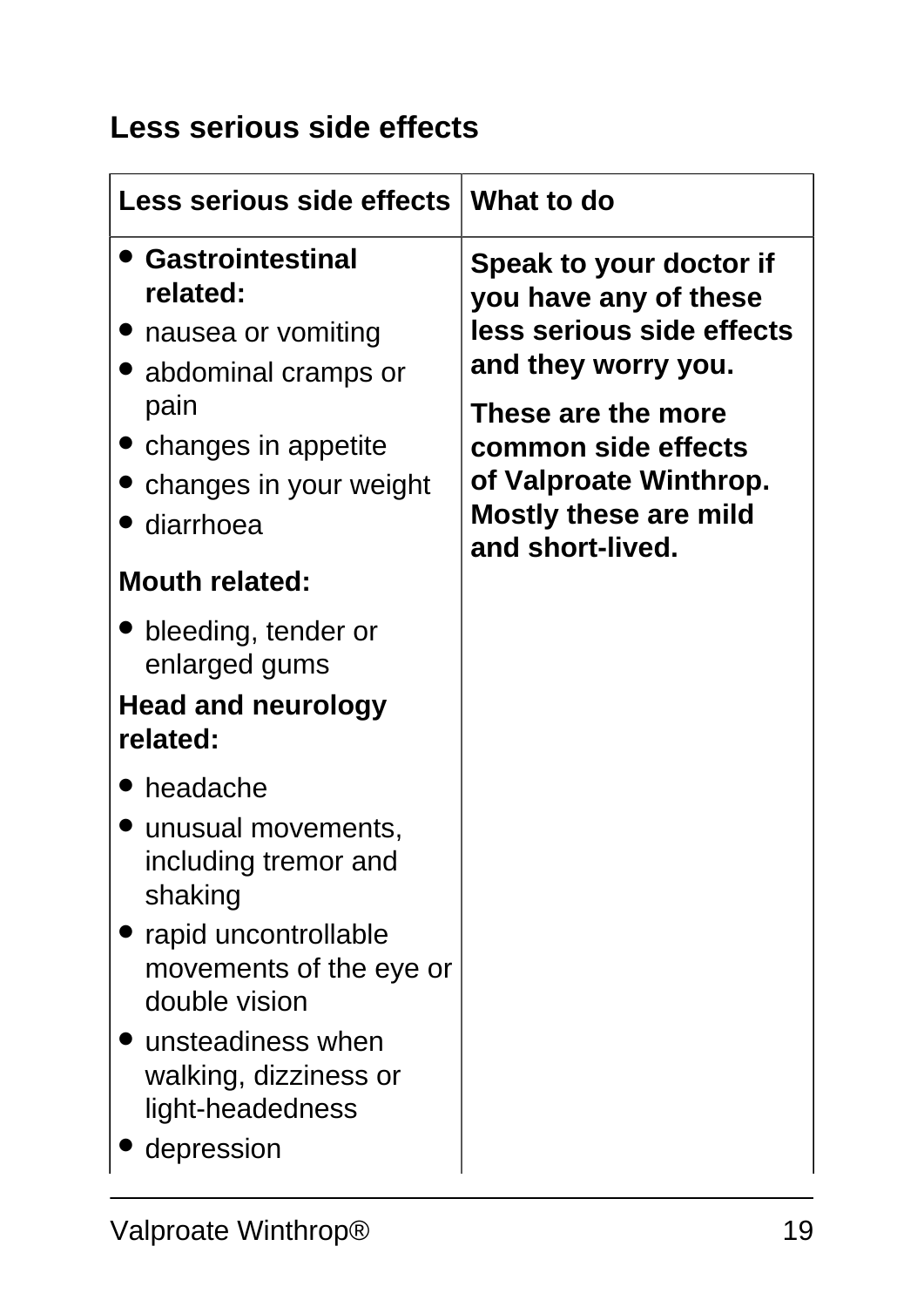## Less serious side effects

| Less serious side effects | What to do |
| --- | --- |
| • **Gastrointestinal related:**<br>• nausea or vomiting<br>• abdominal cramps or pain<br>• changes in appetite<br>• changes in your weight<br>• diarrhoea<br>**Mouth related:**<br>• bleeding, tender or enlarged gums<br>**Head and neurology related:**<br>• headache<br>• unusual movements, including tremor and shaking<br>• rapid uncontrollable movements of the eye or double vision<br>• unsteadiness when walking, dizziness or light-headedness<br>• depression | **Speak to your doctor if you have any of these less serious side effects and they worry you.**<br>**These are the more common side effects of Valproate Winthrop. Mostly these are mild and short-lived.** |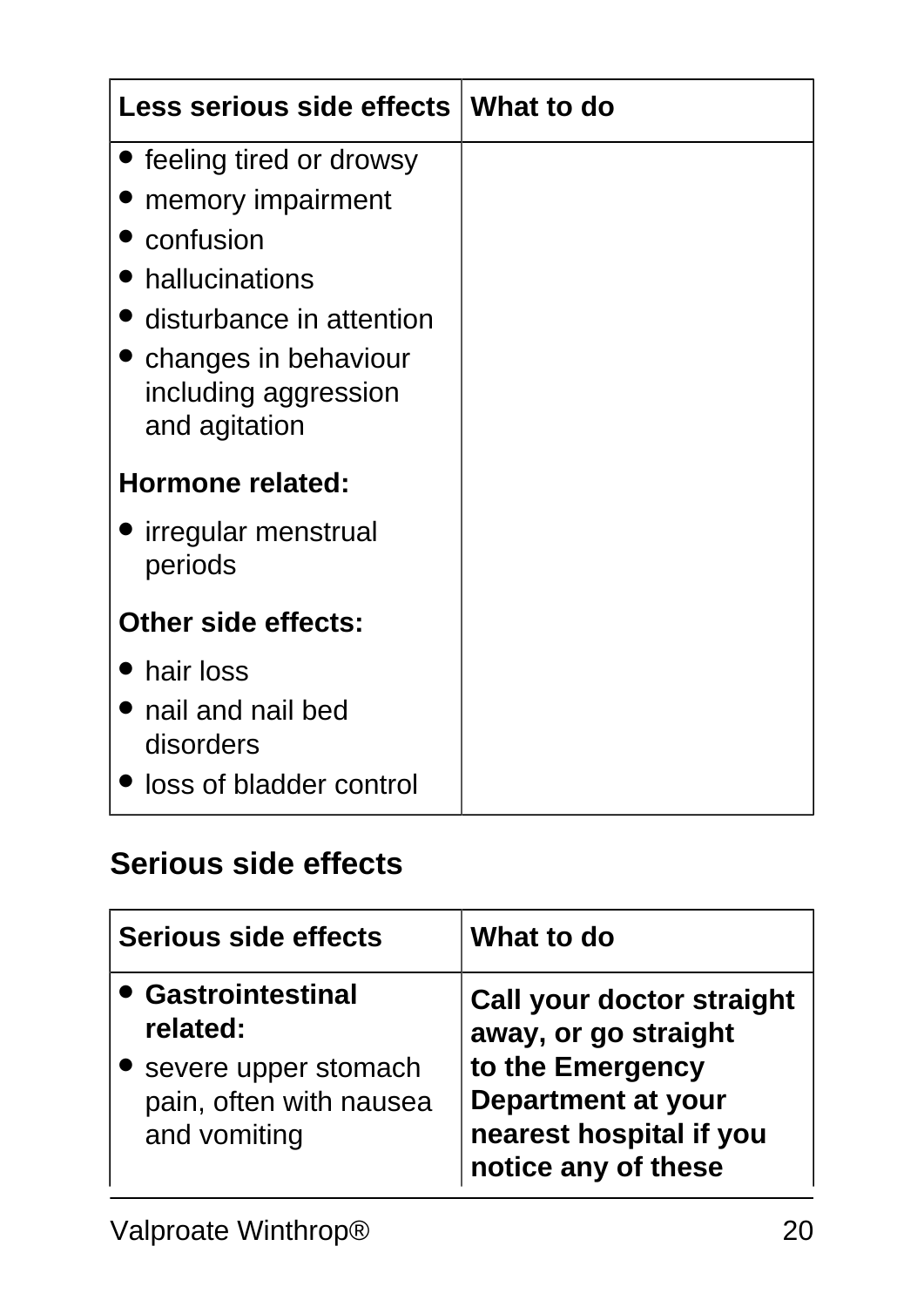| Less serious side effects | What to do |
|---|---|
| • feeling tired or drowsy<br>• memory impairment<br>• confusion<br>• hallucinations<br>• disturbance in attention<br>• changes in behaviour including aggression and agitation<br>**Hormone related:**<br>• irregular menstrual periods<br>**Other side effects:**<br>• hair loss<br>• nail and nail bed disorders<br>• loss of bladder control | |

## Serious side effects

| Serious side effects | What to do |
|---|---|
| • **Gastrointestinal related:**<br>• severe upper stomach pain, often with nausea and vomiting | **Call your doctor straight away, or go straight to the Emergency Department at your nearest hospital if you notice any of these** |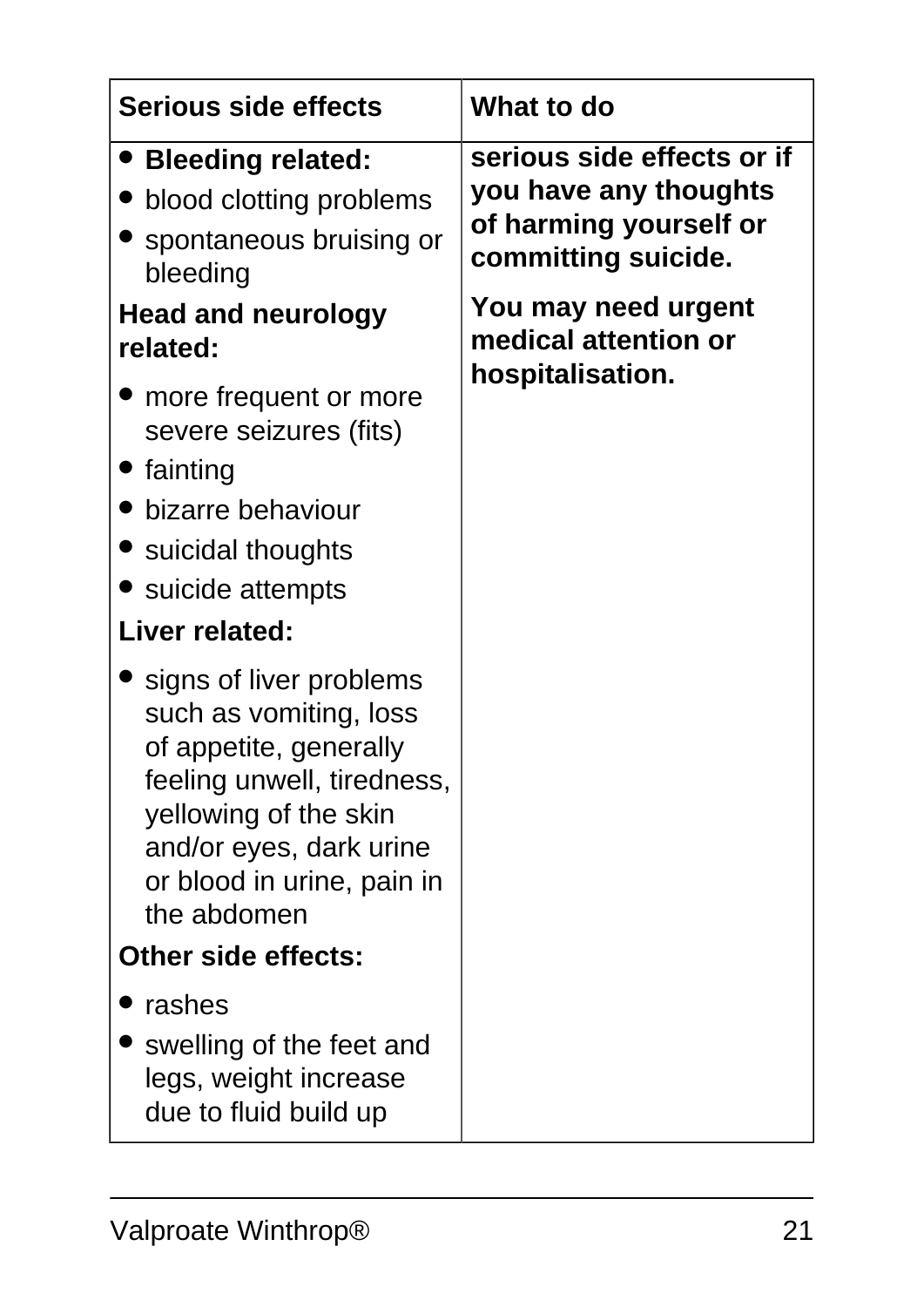| Serious side effects | What to do |
|---|---|
| • **Bleeding related:**<br>• blood clotting problems<br>• spontaneous bruising or bleeding<br>**Head and neurology related:**<br>• more frequent or more severe seizures (fits)<br>• fainting<br>• bizarre behaviour<br>• suicidal thoughts<br>• suicide attempts<br>**Liver related:**<br>• signs of liver problems such as vomiting, loss of appetite, generally feeling unwell, tiredness, yellowing of the skin and/or eyes, dark urine or blood in urine, pain in the abdomen<br>**Other side effects:**<br>• rashes<br>• swelling of the feet and legs, weight increase due to fluid build up | **serious side effects or if you have any thoughts of harming yourself or committing suicide.**<br><br>**You may need urgent medical attention or hospitalisation.** |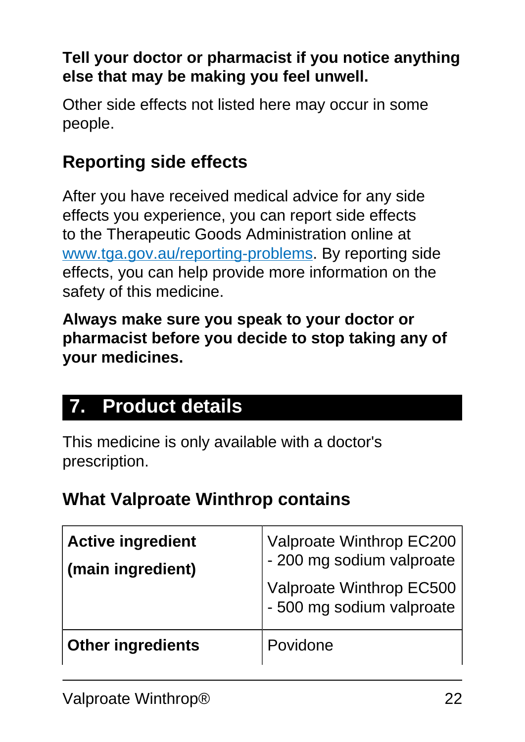**Tell your doctor or pharmacist if you notice anything else that may be making you feel unwell.**

Other side effects not listed here may occur in some people.

### Reporting side effects

After you have received medical advice for any side effects you experience, you can report side effects to the Therapeutic Goods Administration online at [www.tga.gov.au/reporting-problems](http://www.tga.gov.au/reporting-problems). By reporting side effects, you can help provide more information on the safety of this medicine.

**Always make sure you speak to your doctor or pharmacist before you decide to stop taking any of your medicines.**

## 7. Product details

This medicine is only available with a doctor's prescription.

### What Valproate Winthrop contains

| | |
|---|---|
| **Active ingredient (main ingredient)** | Valproate Winthrop EC200 - 200 mg sodium valproate<br>Valproate Winthrop EC500 - 500 mg sodium valproate |
| **Other ingredients** | Povidone |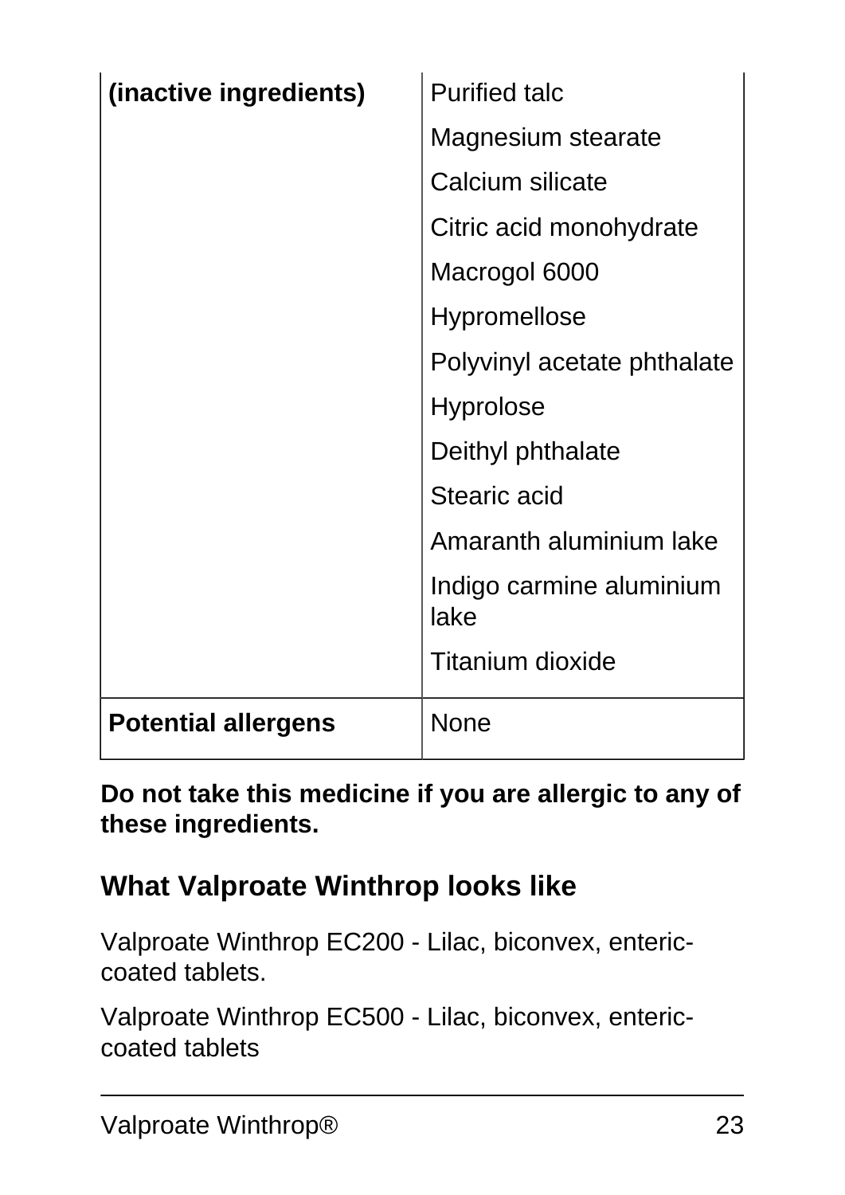| | |
|---|---|
| **(inactive ingredients)** | Purified talc<br>Magnesium stearate<br>Calcium silicate<br>Citric acid monohydrate<br>Macrogol 6000<br>Hypromellose<br>Polyvinyl acetate phthalate<br>Hyprolose<br>Deithyl phthalate<br>Stearic acid<br>Amaranth aluminium lake<br>Indigo carmine aluminium lake<br>Titanium dioxide |
| **Potential allergens** | None |

**Do not take this medicine if you are allergic to any of these ingredients.**

## What Valproate Winthrop looks like

Valproate Winthrop EC200 - Lilac, biconvex, enteric-coated tablets.

Valproate Winthrop EC500 - Lilac, biconvex, enteric-coated tablets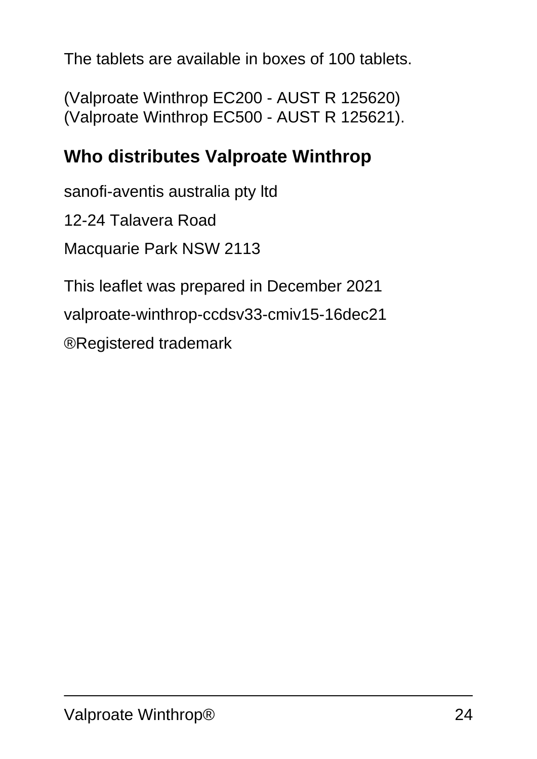The tablets are available in boxes of 100 tablets.

(Valproate Winthrop EC200 - AUST R 125620)
(Valproate Winthrop EC500 - AUST R 125621).

## Who distributes Valproate Winthrop

sanofi-aventis australia pty ltd

12-24 Talavera Road

Macquarie Park NSW 2113

This leaflet was prepared in December 2021

valproate-winthrop-ccdsv33-cmiv15-16dec21

®Registered trademark